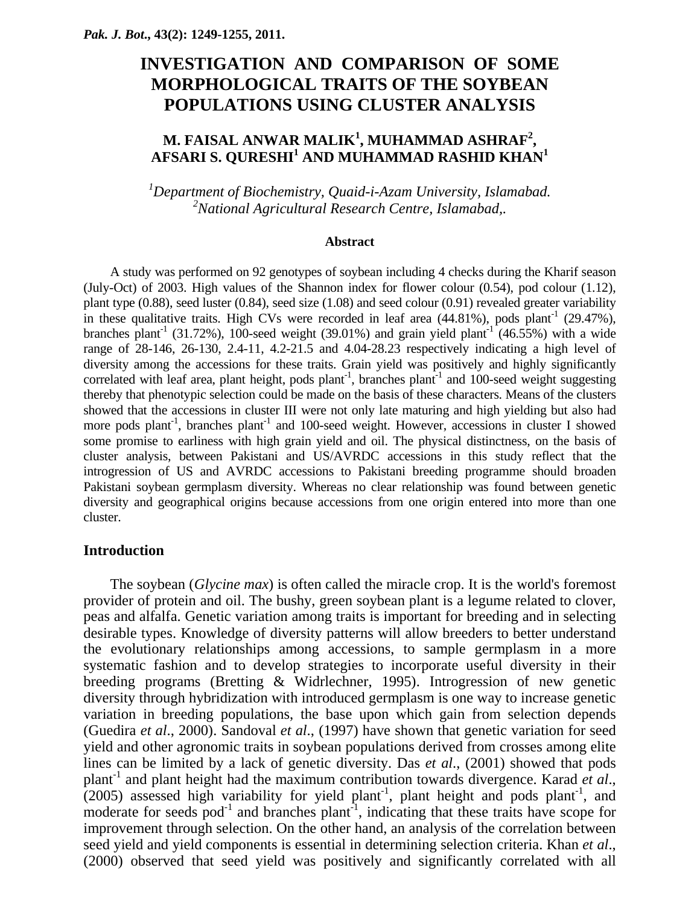*Pak. J. Bot*., 43(2): 1249-1255, 2011.

# INVESTIGATION AND COMPARISON OF SOME MORPHOLOGICAL TRAITS OF THE SOYBEAN POPULATIONS USING CLUSTER ANALYSIS

**M. FAISAL ANWAR MALIK[1], MUHAMMAD ASHRAF[2], AFSARI S. QURESHI[1] AND MUHAMMAD RASHID KHAN[1]**

*[1]Department of Biochemistry, Quaid-i-Azam University, Islamabad.*
*[2]National Agricultural Research Centre, Islamabad,.*

### Abstract

A study was performed on 92 genotypes of soybean including 4 checks during the Kharif season (July-Oct) of 2003. High values of the Shannon index for flower colour (0.54), pod colour (1.12), plant type (0.88), seed luster (0.84), seed size (1.08) and seed colour (0.91) revealed greater variability in these qualitative traits. High CVs were recorded in leaf area (44.81%), pods plant$^{-1}$ (29.47%), branches plant$^{-1}$ (31.72%), 100-seed weight (39.01%) and grain yield plant$^{-1}$ (46.55%) with a wide range of 28-146, 26-130, 2.4-11, 4.2-21.5 and 4.04-28.23 respectively indicating a high level of diversity among the accessions for these traits. Grain yield was positively and highly significantly correlated with leaf area, plant height, pods plant$^{-1}$, branches plant$^{-1}$ and 100-seed weight suggesting thereby that phenotypic selection could be made on the basis of these characters. Means of the clusters showed that the accessions in cluster III were not only late maturing and high yielding but also had more pods plant$^{-1}$, branches plant$^{-1}$ and 100-seed weight. However, accessions in cluster I showed some promise to earliness with high grain yield and oil. The physical distinctness, on the basis of cluster analysis, between Pakistani and US/AVRDC accessions in this study reflect that the introgression of US and AVRDC accessions to Pakistani breeding programme should broaden Pakistani soybean germplasm diversity. Whereas no clear relationship was found between genetic diversity and geographical origins because accessions from one origin entered into more than one cluster.

## Introduction

The soybean (*Glycine max*) is often called the miracle crop. It is the world's foremost provider of protein and oil. The bushy, green soybean plant is a legume related to clover, peas and alfalfa. Genetic variation among traits is important for breeding and in selecting desirable types. Knowledge of diversity patterns will allow breeders to better understand the evolutionary relationships among accessions, to sample germplasm in a more systematic fashion and to develop strategies to incorporate useful diversity in their breeding programs (Bretting & Widrlechner, 1995). Introgression of new genetic diversity through hybridization with introduced germplasm is one way to increase genetic variation in breeding populations, the base upon which gain from selection depends (Guedira *et al*., 2000). Sandoval *et al*., (1997) have shown that genetic variation for seed yield and other agronomic traits in soybean populations derived from crosses among elite lines can be limited by a lack of genetic diversity. Das *et al*., (2001) showed that pods plant$^{-1}$ and plant height had the maximum contribution towards divergence. Karad *et al*., (2005) assessed high variability for yield plant$^{-1}$, plant height and pods plant$^{-1}$, and moderate for seeds pod$^{-1}$ and branches plant$^{-1}$, indicating that these traits have scope for improvement through selection. On the other hand, an analysis of the correlation between seed yield and yield components is essential in determining selection criteria. Khan *et al*., (2000) observed that seed yield was positively and significantly correlated with all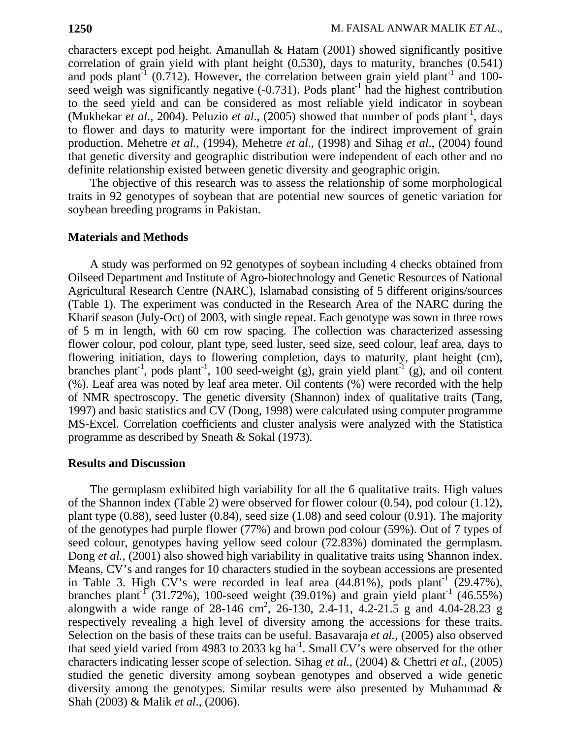characters except pod height. Amanullah & Hatam (2001) showed significantly positive correlation of grain yield with plant height (0.530), days to maturity, branches (0.541) and pods plant$^{-1}$ (0.712). However, the correlation between grain yield plant$^{-1}$ and 100-seed weigh was significantly negative (-0.731). Pods plant$^{-1}$ had the highest contribution to the seed yield and can be considered as most reliable yield indicator in soybean (Mukhekar *et al.*, 2004). Peluzio *et al*., (2005) showed that number of pods plant$^{-1}$, days to flower and days to maturity were important for the indirect improvement of grain production. Mehetre *et al.,* (1994), Mehetre *et al*., (1998) and Sihag *et al*., (2004) found that genetic diversity and geographic distribution were independent of each other and no definite relationship existed between genetic diversity and geographic origin.

The objective of this research was to assess the relationship of some morphological traits in 92 genotypes of soybean that are potential new sources of genetic variation for soybean breeding programs in Pakistan.

## Materials and Methods

A study was performed on 92 genotypes of soybean including 4 checks obtained from Oilseed Department and Institute of Agro-biotechnology and Genetic Resources of National Agricultural Research Centre (NARC), Islamabad consisting of 5 different origins/sources (Table 1). The experiment was conducted in the Research Area of the NARC during the Kharif season (July-Oct) of 2003, with single repeat. Each genotype was sown in three rows of 5 m in length, with 60 cm row spacing. The collection was characterized assessing flower colour, pod colour, plant type, seed luster, seed size, seed colour, leaf area, days to flowering initiation, days to flowering completion, days to maturity, plant height (cm), branches plant$^{-1}$, pods plant$^{-1}$, 100 seed-weight (g), grain yield plant$^{-1}$ (g), and oil content (%). Leaf area was noted by leaf area meter. Oil contents (%) were recorded with the help of NMR spectroscopy. The genetic diversity (Shannon) index of qualitative traits (Tang, 1997) and basic statistics and CV (Dong, 1998) were calculated using computer programme MS-Excel. Correlation coefficients and cluster analysis were analyzed with the Statistica programme as described by Sneath & Sokal (1973).

## Results and Discussion

The germplasm exhibited high variability for all the 6 qualitative traits. High values of the Shannon index (Table 2) were observed for flower colour (0.54), pod colour (1.12), plant type (0.88), seed luster (0.84), seed size (1.08) and seed colour (0.91). The majority of the genotypes had purple flower (77%) and brown pod colour (59%). Out of 7 types of seed colour, genotypes having yellow seed colour (72.83%) dominated the germplasm. Dong *et al.,* (2001) also showed high variability in qualitative traits using Shannon index. Means, CV's and ranges for 10 characters studied in the soybean accessions are presented in Table 3. High CV's were recorded in leaf area (44.81%), pods plant$^{-1}$ (29.47%), branches plant$^{-1}$ (31.72%), 100-seed weight (39.01%) and grain yield plant$^{-1}$ (46.55%) alongwith a wide range of 28-146 cm$^2$, 26-130, 2.4-11, 4.2-21.5 g and 4.04-28.23 g respectively revealing a high level of diversity among the accessions for these traits. Selection on the basis of these traits can be useful. Basavaraja *et al.,* (2005) also observed that seed yield varied from 4983 to 2033 kg ha$^{-1}$. Small CV's were observed for the other characters indicating lesser scope of selection. Sihag *et al*., (2004) & Chettri *et al*., (2005) studied the genetic diversity among soybean genotypes and observed a wide genetic diversity among the genotypes. Similar results were also presented by Muhammad & Shah (2003) & Malik *et al*., (2006).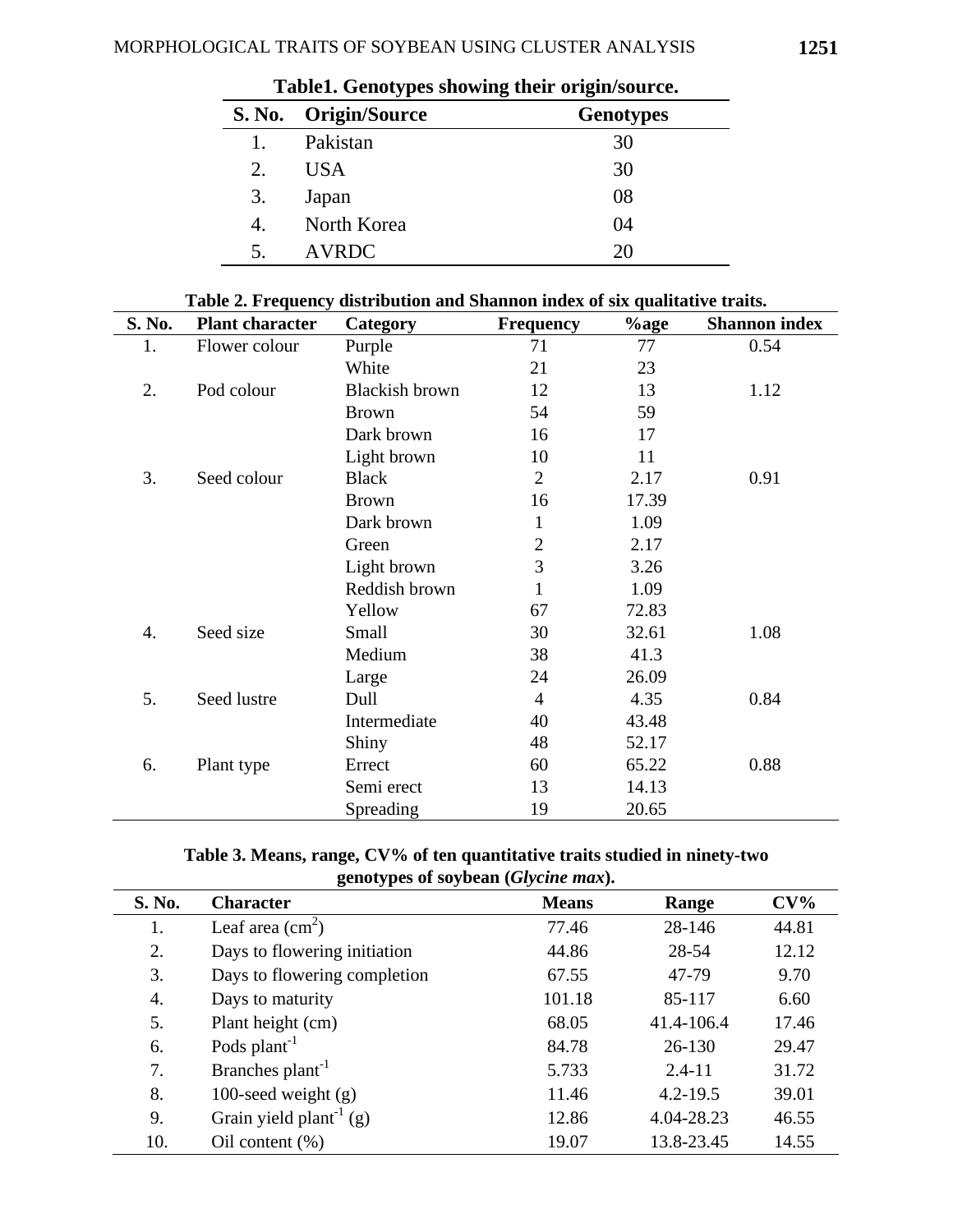**Table1. Genotypes showing their origin/source.**

| S. No. | Origin/Source | Genotypes |
|---|---|---|
| 1. | Pakistan | 30 |
| 2. | USA | 30 |
| 3. | Japan | 08 |
| 4. | North Korea | 04 |
| 5. | AVRDC | 20 |

**Table 2. Frequency distribution and Shannon index of six qualitative traits.**

| S. No. | Plant character | Category | Frequency | %age | Shannon index |
|---|---|---|---|---|---|
| 1. | Flower colour | Purple | 71 | 77 | 0.54 |
| | | White | 21 | 23 | |
| 2. | Pod colour | Blackish brown | 12 | 13 | 1.12 |
| | | Brown | 54 | 59 | |
| | | Dark brown | 16 | 17 | |
| | | Light brown | 10 | 11 | |
| 3. | Seed colour | Black | 2 | 2.17 | 0.91 |
| | | Brown | 16 | 17.39 | |
| | | Dark brown | 1 | 1.09 | |
| | | Green | 2 | 2.17 | |
| | | Light brown | 3 | 3.26 | |
| | | Reddish brown | 1 | 1.09 | |
| | | Yellow | 67 | 72.83 | |
| 4. | Seed size | Small | 30 | 32.61 | 1.08 |
| | | Medium | 38 | 41.3 | |
| | | Large | 24 | 26.09 | |
| 5. | Seed lustre | Dull | 4 | 4.35 | 0.84 |
| | | Intermediate | 40 | 43.48 | |
| | | Shiny | 48 | 52.17 | |
| 6. | Plant type | Errect | 60 | 65.22 | 0.88 |
| | | Semi erect | 13 | 14.13 | |
| | | Spreading | 19 | 20.65 | |

**Table 3. Means, range, CV% of ten quantitative traits studied in ninety-two genotypes of soybean (*Glycine max*).**

| S. No. | Character | Means | Range | CV% |
|---|---|---|---|---|
| 1. | Leaf area ($cm^2$) | 77.46 | 28-146 | 44.81 |
| 2. | Days to flowering initiation | 44.86 | 28-54 | 12.12 |
| 3. | Days to flowering completion | 67.55 | 47-79 | 9.70 |
| 4. | Days to maturity | 101.18 | 85-117 | 6.60 |
| 5. | Plant height (cm) | 68.05 | 41.4-106.4 | 17.46 |
| 6. | Pods $plant^{-1}$ | 84.78 | 26-130 | 29.47 |
| 7. | Branches $plant^{-1}$ | 5.733 | 2.4-11 | 31.72 |
| 8. | 100-seed weight (g) | 11.46 | 4.2-19.5 | 39.01 |
| 9. | Grain yield $plant^{-1}$ (g) | 12.86 | 4.04-28.23 | 46.55 |
| 10. | Oil content (%) | 19.07 | 13.8-23.45 | 14.55 |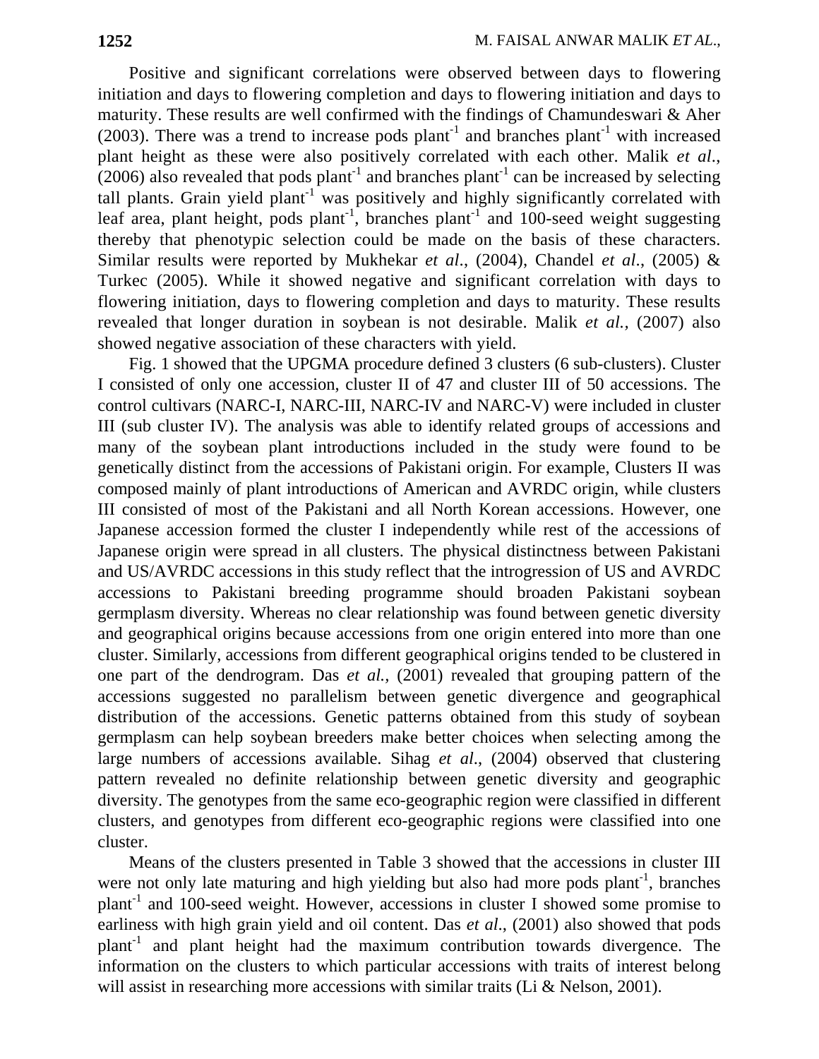Positive and significant correlations were observed between days to flowering initiation and days to flowering completion and days to flowering initiation and days to maturity. These results are well confirmed with the findings of Chamundeswari & Aher (2003). There was a trend to increase pods plant$^{-1}$ and branches plant$^{-1}$ with increased plant height as these were also positively correlated with each other. Malik *et al*., (2006) also revealed that pods plant$^{-1}$ and branches plant$^{-1}$ can be increased by selecting tall plants. Grain yield plant$^{-1}$ was positively and highly significantly correlated with leaf area, plant height, pods plant$^{-1}$, branches plant$^{-1}$ and 100-seed weight suggesting thereby that phenotypic selection could be made on the basis of these characters. Similar results were reported by Mukhekar *et al*., (2004), Chandel *et al*., (2005) & Turkec (2005). While it showed negative and significant correlation with days to flowering initiation, days to flowering completion and days to maturity. These results revealed that longer duration in soybean is not desirable. Malik *et al.,* (2007) also showed negative association of these characters with yield.

Fig. 1 showed that the UPGMA procedure defined 3 clusters (6 sub-clusters). Cluster I consisted of only one accession, cluster II of 47 and cluster III of 50 accessions. The control cultivars (NARC-I, NARC-III, NARC-IV and NARC-V) were included in cluster III (sub cluster IV). The analysis was able to identify related groups of accessions and many of the soybean plant introductions included in the study were found to be genetically distinct from the accessions of Pakistani origin. For example, Clusters II was composed mainly of plant introductions of American and AVRDC origin, while clusters III consisted of most of the Pakistani and all North Korean accessions. However, one Japanese accession formed the cluster I independently while rest of the accessions of Japanese origin were spread in all clusters. The physical distinctness between Pakistani and US/AVRDC accessions in this study reflect that the introgression of US and AVRDC accessions to Pakistani breeding programme should broaden Pakistani soybean germplasm diversity. Whereas no clear relationship was found between genetic diversity and geographical origins because accessions from one origin entered into more than one cluster. Similarly, accessions from different geographical origins tended to be clustered in one part of the dendrogram. Das *et al.,* (2001) revealed that grouping pattern of the accessions suggested no parallelism between genetic divergence and geographical distribution of the accessions. Genetic patterns obtained from this study of soybean germplasm can help soybean breeders make better choices when selecting among the large numbers of accessions available. Sihag *et al*., (2004) observed that clustering pattern revealed no definite relationship between genetic diversity and geographic diversity. The genotypes from the same eco-geographic region were classified in different clusters, and genotypes from different eco-geographic regions were classified into one cluster.

Means of the clusters presented in Table 3 showed that the accessions in cluster III were not only late maturing and high yielding but also had more pods plant$^{-1}$, branches plant$^{-1}$ and 100-seed weight. However, accessions in cluster I showed some promise to earliness with high grain yield and oil content. Das *et al*., (2001) also showed that pods plant$^{-1}$ and plant height had the maximum contribution towards divergence. The information on the clusters to which particular accessions with traits of interest belong will assist in researching more accessions with similar traits (Li & Nelson, 2001).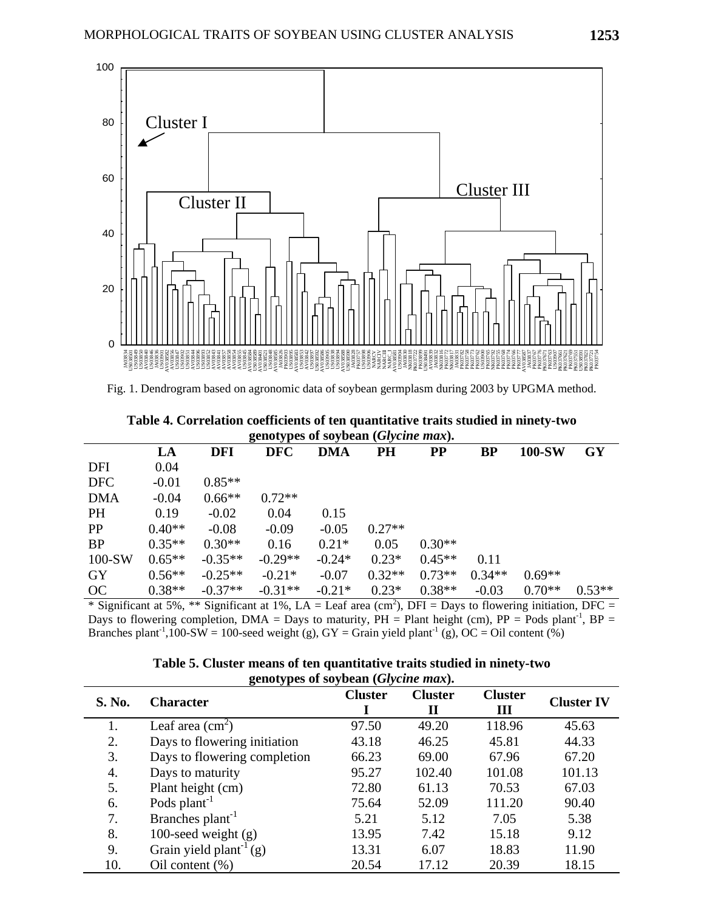Fig. 1. Dendrogram based on agronomic data of soybean germplasm during 2003 by UPGMA method.

**Table 4. Correlation coefficients of ten quantitative traits studied in ninety-two genotypes of soybean (*Glycine max*).**

| | LA | DFI | DFC | DMA | PH | PP | BP | 100-SW | GY |
|---|---|---|---|---|---|---|---|---|---|
| DFI | 0.04 | | | | | | | | |
| DFC | -0.01 | 0.85** | | | | | | | |
| DMA | -0.04 | 0.66** | 0.72** | | | | | | |
| PH | 0.19 | -0.02 | 0.04 | 0.15 | | | | | |
| PP | 0.40** | -0.08 | -0.09 | -0.05 | 0.27** | | | | |
| BP | 0.35** | 0.30** | 0.16 | 0.21* | 0.05 | 0.30** | | | |
| 100-SW | 0.65** | -0.35** | -0.29** | -0.24* | 0.23* | 0.45** | 0.11 | | |
| GY | 0.56** | -0.25** | -0.21* | -0.07 | 0.32** | 0.73** | 0.34** | 0.69** | |
| OC | 0.38** | -0.37** | -0.31** | -0.21* | 0.23* | 0.38** | -0.03 | 0.70** | 0.53** |

* Significant at 5%, ** Significant at 1%, LA = Leaf area ($cm^2$), DFI = Days to flowering initiation, DFC = Days to flowering completion, DMA = Days to maturity, PH = Plant height (cm), PP = Pods $plant^{-1}$, BP = Branches $plant^{-1}$, 100-SW = 100-seed weight (g), GY = Grain yield $plant^{-1}$ (g), OC = Oil content (%)

**Table 5. Cluster means of ten quantitative traits studied in ninety-two genotypes of soybean (*Glycine max*).**

| S. No. | Character | Cluster I | Cluster II | Cluster III | Cluster IV |
|---|---|---|---|---|---|
| 1. | Leaf area ($cm^2$) | 97.50 | 49.20 | 118.96 | 45.63 |
| 2. | Days to flowering initiation | 43.18 | 46.25 | 45.81 | 44.33 |
| 3. | Days to flowering completion | 66.23 | 69.00 | 67.96 | 67.20 |
| 4. | Days to maturity | 95.27 | 102.40 | 101.08 | 101.13 |
| 5. | Plant height (cm) | 72.80 | 61.13 | 70.53 | 67.03 |
| 6. | Pods $plant^{-1}$ | 75.64 | 52.09 | 111.20 | 90.40 |
| 7. | Branches $plant^{-1}$ | 5.21 | 5.12 | 7.05 | 5.38 |
| 8. | 100-seed weight (g) | 13.95 | 7.42 | 15.18 | 9.12 |
| 9. | Grain yield $plant^{-1}$ (g) | 13.31 | 6.07 | 18.83 | 11.90 |
| 10. | Oil content (%) | 20.54 | 17.12 | 20.39 | 18.15 |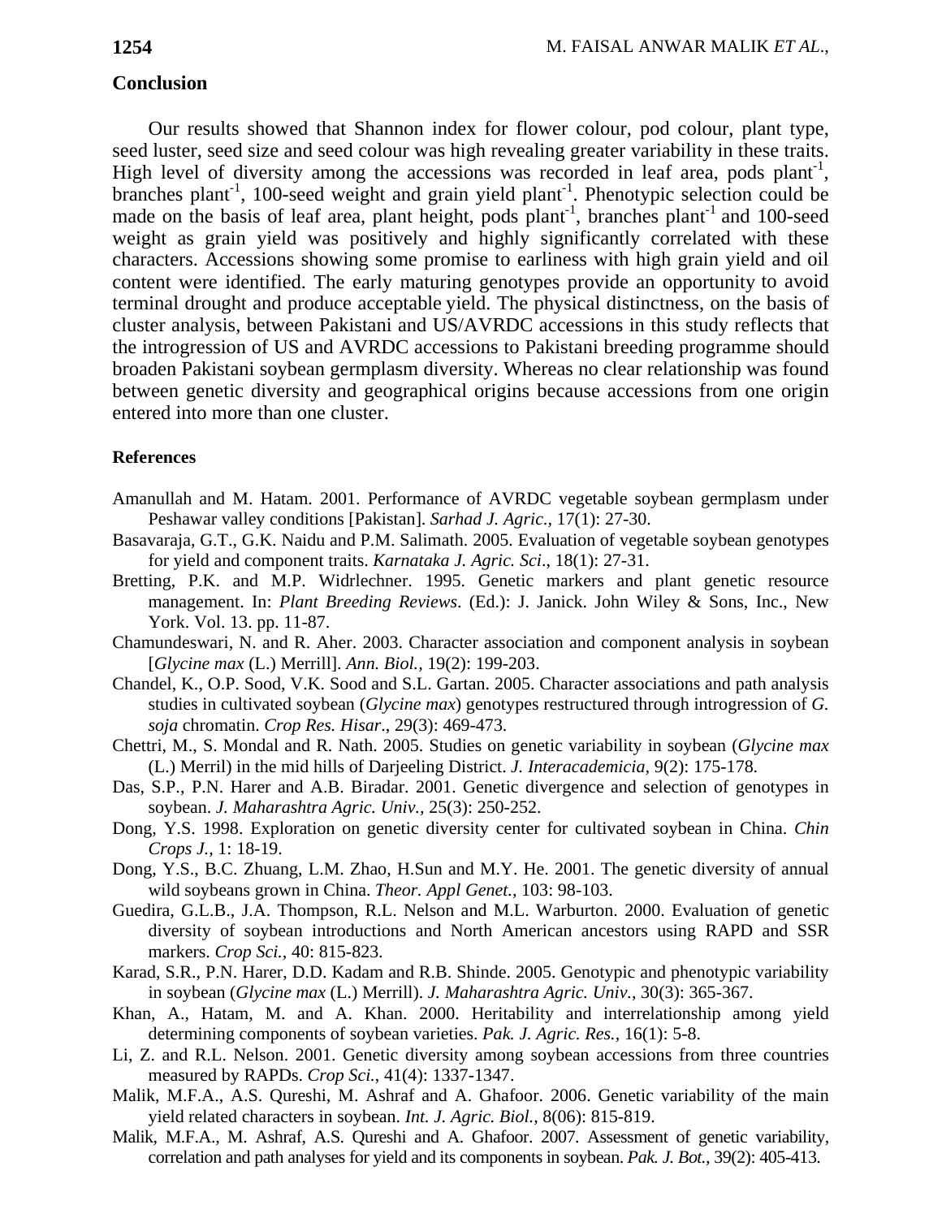## Conclusion

Our results showed that Shannon index for flower colour, pod colour, plant type, seed luster, seed size and seed colour was high revealing greater variability in these traits. High level of diversity among the accessions was recorded in leaf area, pods plant$^{-1}$, branches plant$^{-1}$, 100-seed weight and grain yield plant$^{-1}$. Phenotypic selection could be made on the basis of leaf area, plant height, pods plant$^{-1}$, branches plant$^{-1}$ and 100-seed weight as grain yield was positively and highly significantly correlated with these characters. Accessions showing some promise to earliness with high grain yield and oil content were identified. The early maturing genotypes provide an opportunity to avoid terminal drought and produce acceptable yield. The physical distinctness, on the basis of cluster analysis, between Pakistani and US/AVRDC accessions in this study reflects that the introgression of US and AVRDC accessions to Pakistani breeding programme should broaden Pakistani soybean germplasm diversity. Whereas no clear relationship was found between genetic diversity and geographical origins because accessions from one origin entered into more than one cluster.

### References

Amanullah and M. Hatam. 2001. Performance of AVRDC vegetable soybean germplasm under Peshawar valley conditions [Pakistan]. *Sarhad J. Agric.*, 17(1): 27-30.

Basavaraja, G.T., G.K. Naidu and P.M. Salimath. 2005. Evaluation of vegetable soybean genotypes for yield and component traits. *Karnataka J. Agric. Sci*., 18(1): 27-31.

Bretting, P.K. and M.P. Widrlechner. 1995. Genetic markers and plant genetic resource management. In: *Plant Breeding Reviews*. (Ed.): J. Janick. John Wiley & Sons, Inc., New York. Vol. 13. pp. 11-87.

Chamundeswari, N. and R. Aher. 2003. Character association and component analysis in soybean [*Glycine max* (L.) Merrill]. *Ann. Biol.,* 19(2): 199-203.

Chandel, K., O.P. Sood, V.K. Sood and S.L. Gartan. 2005. Character associations and path analysis studies in cultivated soybean (*Glycine max*) genotypes restructured through introgression of *G. soja* chromatin. *Crop Res. Hisar*., 29(3): 469-473.

Chettri, M., S. Mondal and R. Nath. 2005. Studies on genetic variability in soybean (*Glycine max* (L.) Merril) in the mid hills of Darjeeling District. *J. Interacademicia,* 9(2): 175-178.

Das, S.P., P.N. Harer and A.B. Biradar. 2001. Genetic divergence and selection of genotypes in soybean. *J. Maharashtra Agric. Univ.,* 25(3): 250-252.

Dong, Y.S. 1998. Exploration on genetic diversity center for cultivated soybean in China. *Chin Crops J.,* 1: 18-19.

Dong, Y.S., B.C. Zhuang, L.M. Zhao, H.Sun and M.Y. He. 2001. The genetic diversity of annual wild soybeans grown in China. *Theor. Appl Genet.,* 103: 98-103.

Guedira, G.L.B., J.A. Thompson, R.L. Nelson and M.L. Warburton. 2000. Evaluation of genetic diversity of soybean introductions and North American ancestors using RAPD and SSR markers. *Crop Sci.,* 40: 815-823.

Karad, S.R., P.N. Harer, D.D. Kadam and R.B. Shinde. 2005. Genotypic and phenotypic variability in soybean (*Glycine max* (L.) Merrill). *J. Maharashtra Agric. Univ.,* 30(3): 365-367.

Khan, A., Hatam, M. and A. Khan. 2000. Heritability and interrelationship among yield determining components of soybean varieties. *Pak. J. Agric. Res.,* 16(1): 5-8.

Li, Z. and R.L. Nelson. 2001. Genetic diversity among soybean accessions from three countries measured by RAPDs. *Crop Sci.,* 41(4): 1337-1347.

Malik, M.F.A., A.S. Qureshi, M. Ashraf and A. Ghafoor. 2006. Genetic variability of the main yield related characters in soybean. *Int. J. Agric. Biol.,* 8(06): 815-819.

Malik, M.F.A., M. Ashraf, A.S. Qureshi and A. Ghafoor. 2007. Assessment of genetic variability, correlation and path analyses for yield and its components in soybean. *Pak. J. Bot.,* 39(2): 405-413.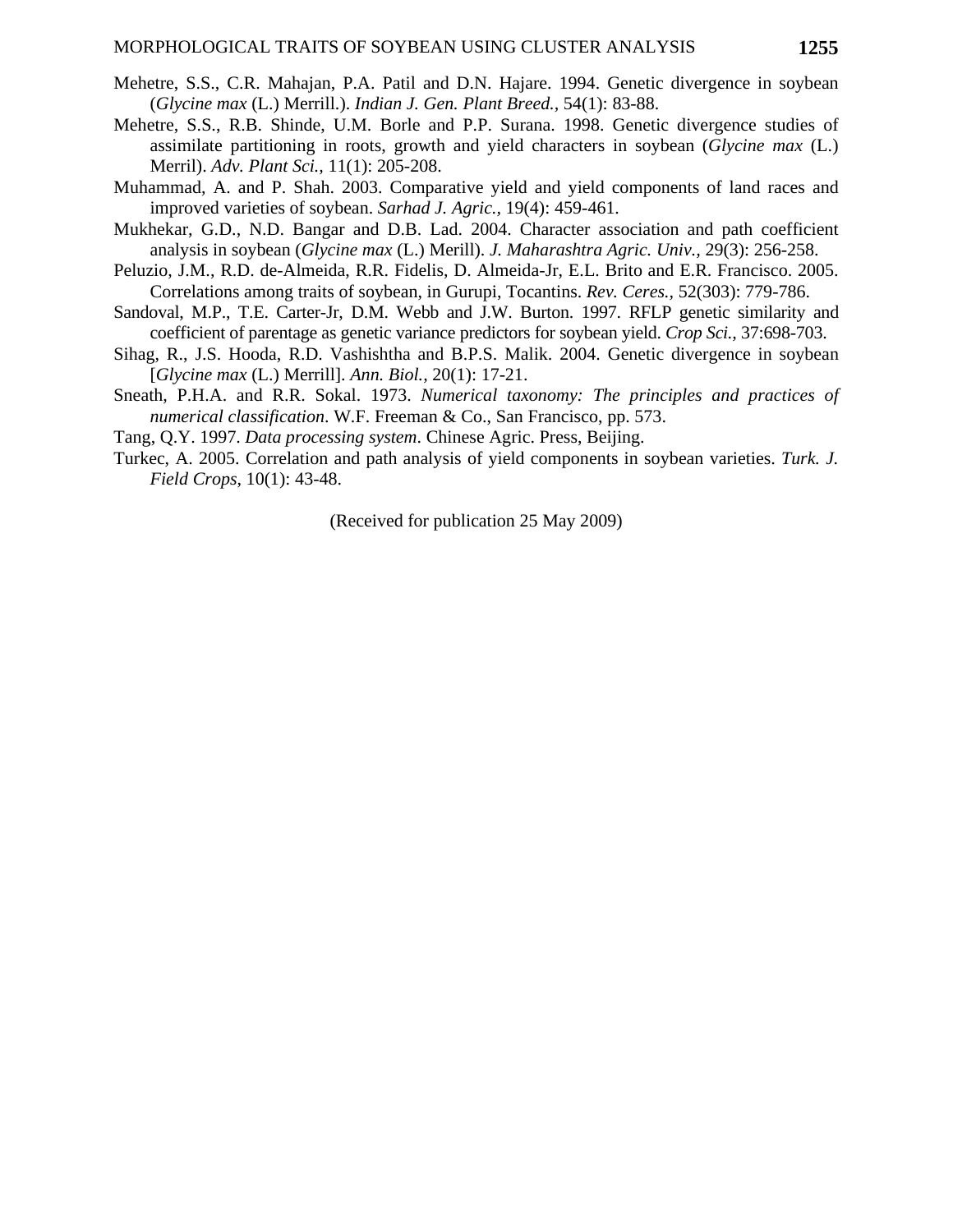Mehetre, S.S., C.R. Mahajan, P.A. Patil and D.N. Hajare. 1994. Genetic divergence in soybean (*Glycine max* (L.) Merrill.). *Indian J. Gen. Plant Breed.*, 54(1): 83-88.

Mehetre, S.S., R.B. Shinde, U.M. Borle and P.P. Surana. 1998. Genetic divergence studies of assimilate partitioning in roots, growth and yield characters in soybean (*Glycine max* (L.) Merril). *Adv. Plant Sci.*, 11(1): 205-208.

Muhammad, A. and P. Shah. 2003. Comparative yield and yield components of land races and improved varieties of soybean. *Sarhad J. Agric.*, 19(4): 459-461.

Mukhekar, G.D., N.D. Bangar and D.B. Lad. 2004. Character association and path coefficient analysis in soybean (*Glycine max* (L.) Merill). *J. Maharashtra Agric. Univ.*, 29(3): 256-258.

Peluzio, J.M., R.D. de-Almeida, R.R. Fidelis, D. Almeida-Jr, E.L. Brito and E.R. Francisco. 2005. Correlations among traits of soybean, in Gurupi, Tocantins. *Rev. Ceres.*, 52(303): 779-786.

Sandoval, M.P., T.E. Carter-Jr, D.M. Webb and J.W. Burton. 1997. RFLP genetic similarity and coefficient of parentage as genetic variance predictors for soybean yield. *Crop Sci.*, 37:698-703.

Sihag, R., J.S. Hooda, R.D. Vashishtha and B.P.S. Malik. 2004. Genetic divergence in soybean [*Glycine max* (L.) Merrill]. *Ann. Biol.*, 20(1): 17-21.

Sneath, P.H.A. and R.R. Sokal. 1973. *Numerical taxonomy: The principles and practices of numerical classification*. W.F. Freeman & Co., San Francisco, pp. 573.

Tang, Q.Y. 1997. *Data processing system*. Chinese Agric. Press, Beijing.

Turkec, A. 2005. Correlation and path analysis of yield components in soybean varieties. *Turk. J. Field Crops*, 10(1): 43-48.

(Received for publication 25 May 2009)